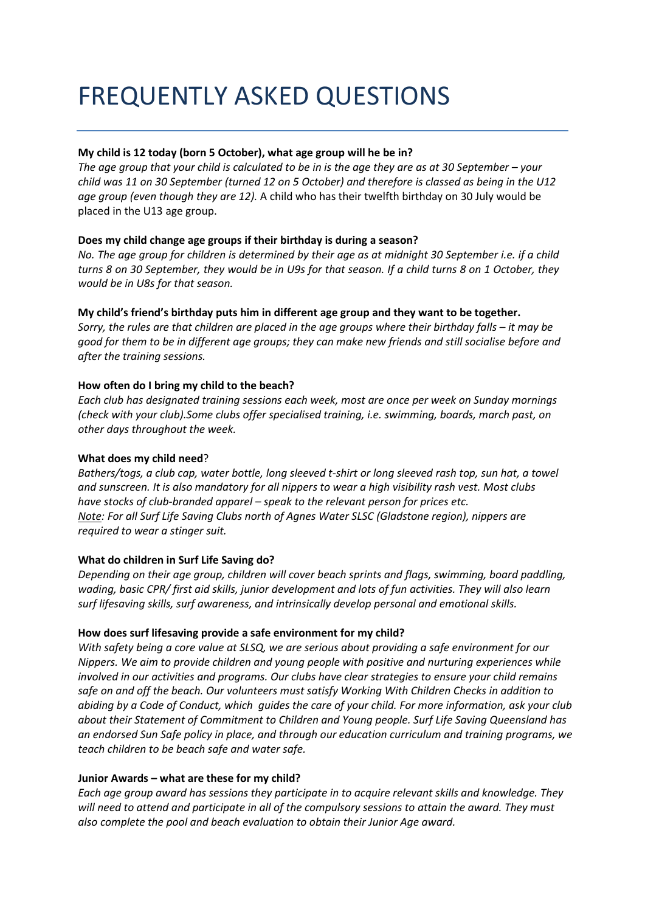# FREQUENTLY ASKED QUESTIONS

**My child is 12 today (born 5 October), what age group will he be in?**

*The age group that your child is calculated to be in is the age they are as at 30 September – your child was 11 on 30 September (turned 12 on 5 October) and therefore is classed as being in the U12 age group (even though they are 12).* A child who has their twelfth birthday on 30 July would be placed in the U13 age group.

**Does my child change age groups if their birthday is during a season?**

*No. The age group for children is determined by their age as at midnight 30 September i.e. if a child turns 8 on 30 September, they would be in U9s for that season. If a child turns 8 on 1 October, they would be in U8s for that season.*

**My child's friend's birthday puts him in different age group and they want to be together.**

*Sorry, the rules are that children are placed in the age groups where their birthday falls – it may be good for them to be in different age groups; they can make new friends and still socialise before and after the training sessions.*

**How often do I bring my child to the beach?**

*Each club has designated training sessions each week, most are once per week on Sunday mornings (check with your club).Some clubs offer specialised training, i.e. swimming, boards, march past, on other days throughout the week.*

**What does my child need**?

*Bathers/togs, a club cap, water bottle, long sleeved t-shirt or long sleeved rash top, sun hat, a towel and sunscreen. It is also mandatory for all nippers to wear a high visibility rash vest. Most clubs have stocks of club-branded apparel – speak to the relevant person for prices etc.*
*<u>Note</u>: For all Surf Life Saving Clubs north of Agnes Water SLSC (Gladstone region), nippers are required to wear a stinger suit.*

**What do children in Surf Life Saving do?**

*Depending on their age group, children will cover beach sprints and flags, swimming, board paddling, wading, basic CPR/ first aid skills, junior development and lots of fun activities. They will also learn surf lifesaving skills, surf awareness, and intrinsically develop personal and emotional skills.*

**How does surf lifesaving provide a safe environment for my child?**

*With safety being a core value at SLSQ, we are serious about providing a safe environment for our Nippers. We aim to provide children and young people with positive and nurturing experiences while involved in our activities and programs. Our clubs have clear strategies to ensure your child remains safe on and off the beach. Our volunteers must satisfy Working With Children Checks in addition to abiding by a Code of Conduct, which guides the care of your child. For more information, ask your club about their Statement of Commitment to Children and Young people. Surf Life Saving Queensland has an endorsed Sun Safe policy in place, and through our education curriculum and training programs, we teach children to be beach safe and water safe.*

**Junior Awards – what are these for my child?**

*Each age group award has sessions they participate in to acquire relevant skills and knowledge. They will need to attend and participate in all of the compulsory sessions to attain the award. They must also complete the pool and beach evaluation to obtain their Junior Age award.*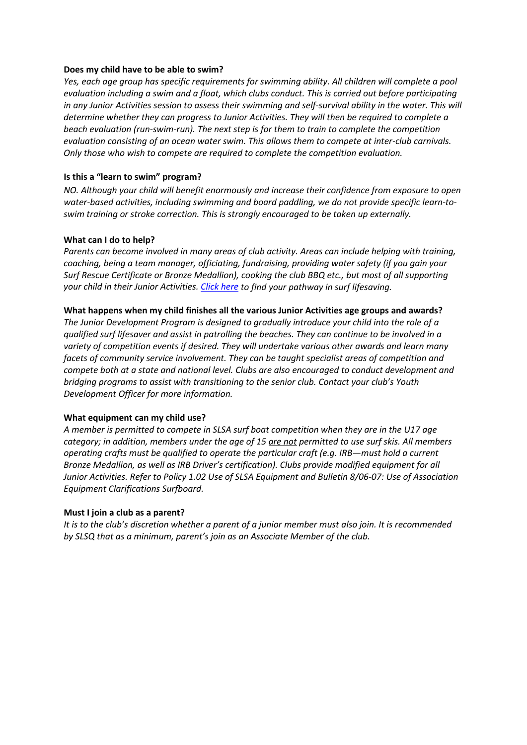**Does my child have to be able to swim?**

*Yes, each age group has specific requirements for swimming ability. All children will complete a pool evaluation including a swim and a float, which clubs conduct. This is carried out before participating in any Junior Activities session to assess their swimming and self-survival ability in the water. This will determine whether they can progress to Junior Activities. They will then be required to complete a beach evaluation (run-swim-run). The next step is for them to train to complete the competition evaluation consisting of an ocean water swim. This allows them to compete at inter-club carnivals. Only those who wish to compete are required to complete the competition evaluation.*

**Is this a "learn to swim" program?**

*NO. Although your child will benefit enormously and increase their confidence from exposure to open water-based activities, including swimming and board paddling, we do not provide specific learn-to-swim training or stroke correction. This is strongly encouraged to be taken up externally.*

**What can I do to help?**

*Parents can become involved in many areas of club activity. Areas can include helping with training, coaching, being a team manager, officiating, fundraising, providing water safety (if you gain your Surf Rescue Certificate or Bronze Medallion), cooking the club BBQ etc., but most of all supporting your child in their Junior Activities. Click here to find your pathway in surf lifesaving.*

**What happens when my child finishes all the various Junior Activities age groups and awards?**

*The Junior Development Program is designed to gradually introduce your child into the role of a qualified surf lifesaver and assist in patrolling the beaches. They can continue to be involved in a variety of competition events if desired. They will undertake various other awards and learn many facets of community service involvement. They can be taught specialist areas of competition and compete both at a state and national level. Clubs are also encouraged to conduct development and bridging programs to assist with transitioning to the senior club. Contact your club's Youth Development Officer for more information.*

**What equipment can my child use?**

*A member is permitted to compete in SLSA surf boat competition when they are in the U17 age category; in addition, members under the age of 15 are not permitted to use surf skis. All members operating crafts must be qualified to operate the particular craft (e.g. IRB—must hold a current Bronze Medallion, as well as IRB Driver's certification). Clubs provide modified equipment for all Junior Activities. Refer to Policy 1.02 Use of SLSA Equipment and Bulletin 8/06-07: Use of Association Equipment Clarifications Surfboard.*

**Must I join a club as a parent?**

*It is to the club's discretion whether a parent of a junior member must also join. It is recommended by SLSQ that as a minimum, parent's join as an Associate Member of the club.*